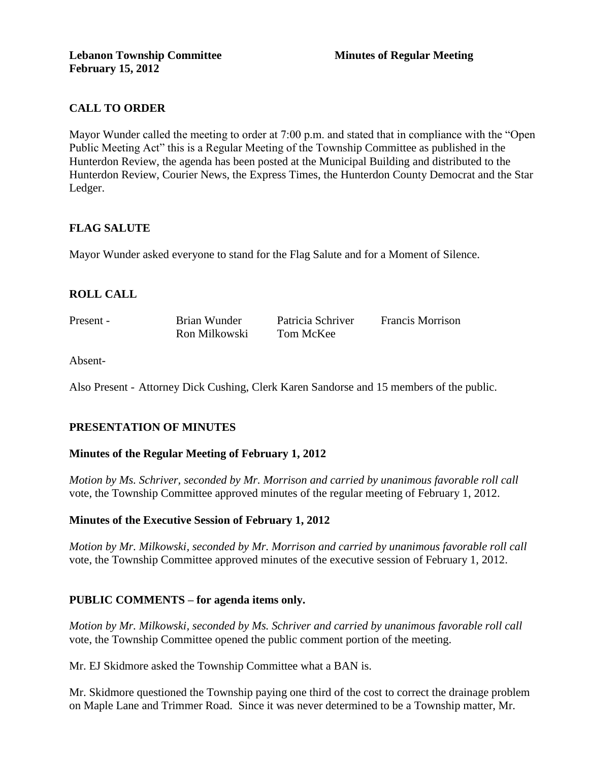**Lebanon Township Committee** **Minutes of Regular Meeting**
**February 15, 2012**

## CALL TO ORDER

Mayor Wunder called the meeting to order at 7:00 p.m. and stated that in compliance with the "Open Public Meeting Act" this is a Regular Meeting of the Township Committee as published in the Hunterdon Review, the agenda has been posted at the Municipal Building and distributed to the Hunterdon Review, Courier News, the Express Times, the Hunterdon County Democrat and the Star Ledger.

## FLAG SALUTE

Mayor Wunder asked everyone to stand for the Flag Salute and for a Moment of Silence.

## ROLL CALL

| Present - | Brian Wunder | Patricia Schriver | Francis Morrison |
|---|---|---|---|
| | Ron Milkowski | Tom McKee | |

Absent-

Also Present - Attorney Dick Cushing, Clerk Karen Sandorse and 15 members of the public.

## PRESENTATION OF MINUTES

### Minutes of the Regular Meeting of February 1, 2012

*Motion by Ms. Schriver, seconded by Mr. Morrison and carried by unanimous favorable roll call* vote, the Township Committee approved minutes of the regular meeting of February 1, 2012.

### Minutes of the Executive Session of February 1, 2012

*Motion by Mr. Milkowski, seconded by Mr. Morrison and carried by unanimous favorable roll call* vote, the Township Committee approved minutes of the executive session of February 1, 2012.

## PUBLIC COMMENTS – for agenda items only.

*Motion by Mr. Milkowski, seconded by Ms. Schriver and carried by unanimous favorable roll call* vote, the Township Committee opened the public comment portion of the meeting.

Mr. EJ Skidmore asked the Township Committee what a BAN is.

Mr. Skidmore questioned the Township paying one third of the cost to correct the drainage problem on Maple Lane and Trimmer Road. Since it was never determined to be a Township matter, Mr.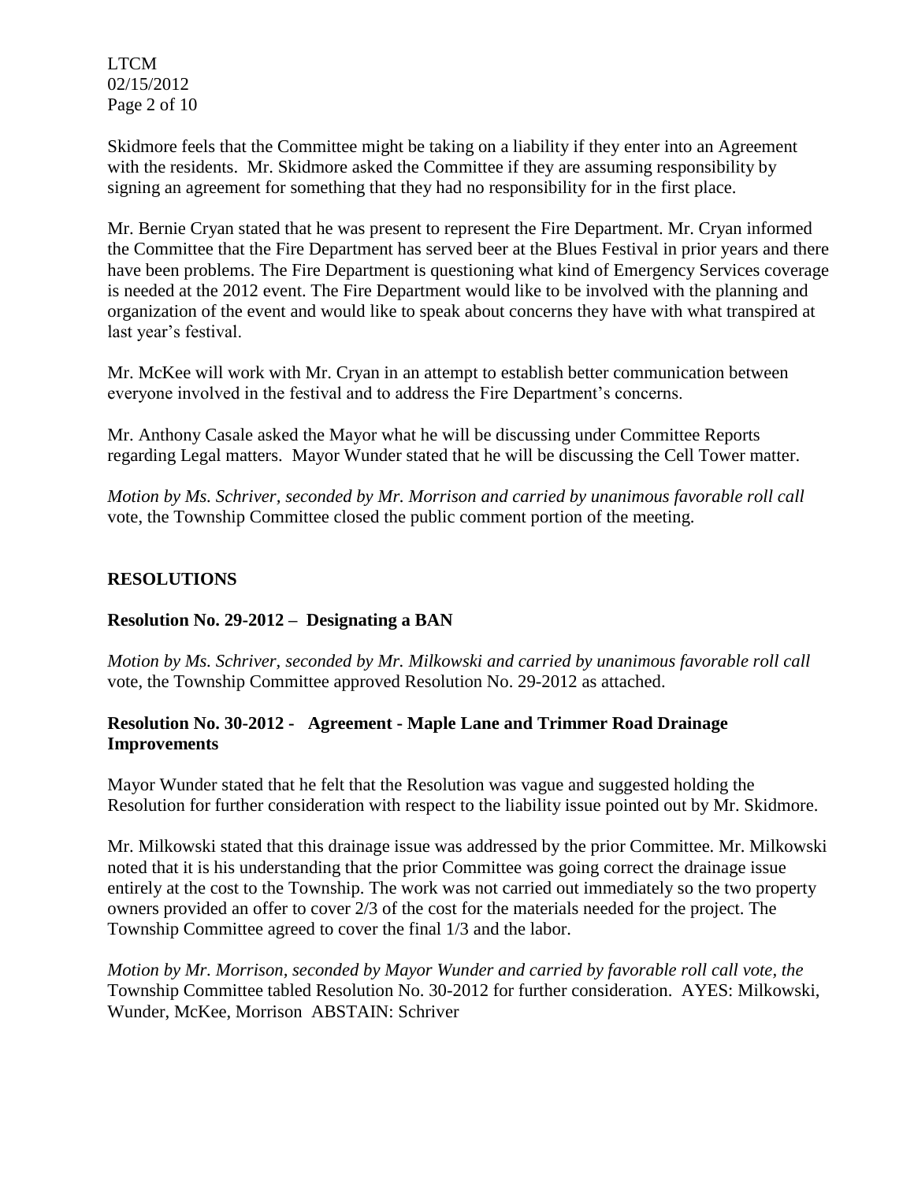Skidmore feels that the Committee might be taking on a liability if they enter into an Agreement with the residents. Mr. Skidmore asked the Committee if they are assuming responsibility by signing an agreement for something that they had no responsibility for in the first place.

Mr. Bernie Cryan stated that he was present to represent the Fire Department. Mr. Cryan informed the Committee that the Fire Department has served beer at the Blues Festival in prior years and there have been problems. The Fire Department is questioning what kind of Emergency Services coverage is needed at the 2012 event. The Fire Department would like to be involved with the planning and organization of the event and would like to speak about concerns they have with what transpired at last year's festival.

Mr. McKee will work with Mr. Cryan in an attempt to establish better communication between everyone involved in the festival and to address the Fire Department's concerns.

Mr. Anthony Casale asked the Mayor what he will be discussing under Committee Reports regarding Legal matters. Mayor Wunder stated that he will be discussing the Cell Tower matter.

*Motion by Ms. Schriver, seconded by Mr. Morrison and carried by unanimous favorable roll call* vote, the Township Committee closed the public comment portion of the meeting.

## RESOLUTIONS

### Resolution No. 29-2012 – Designating a BAN

*Motion by Ms. Schriver, seconded by Mr. Milkowski and carried by unanimous favorable roll call* vote, the Township Committee approved Resolution No. 29-2012 as attached.

### Resolution No. 30-2012 - Agreement - Maple Lane and Trimmer Road Drainage Improvements

Mayor Wunder stated that he felt that the Resolution was vague and suggested holding the Resolution for further consideration with respect to the liability issue pointed out by Mr. Skidmore.

Mr. Milkowski stated that this drainage issue was addressed by the prior Committee. Mr. Milkowski noted that it is his understanding that the prior Committee was going correct the drainage issue entirely at the cost to the Township. The work was not carried out immediately so the two property owners provided an offer to cover 2/3 of the cost for the materials needed for the project. The Township Committee agreed to cover the final 1/3 and the labor.

*Motion by Mr. Morrison, seconded by Mayor Wunder and carried by favorable roll call vote, the* Township Committee tabled Resolution No. 30-2012 for further consideration. AYES: Milkowski, Wunder, McKee, Morrison ABSTAIN: Schriver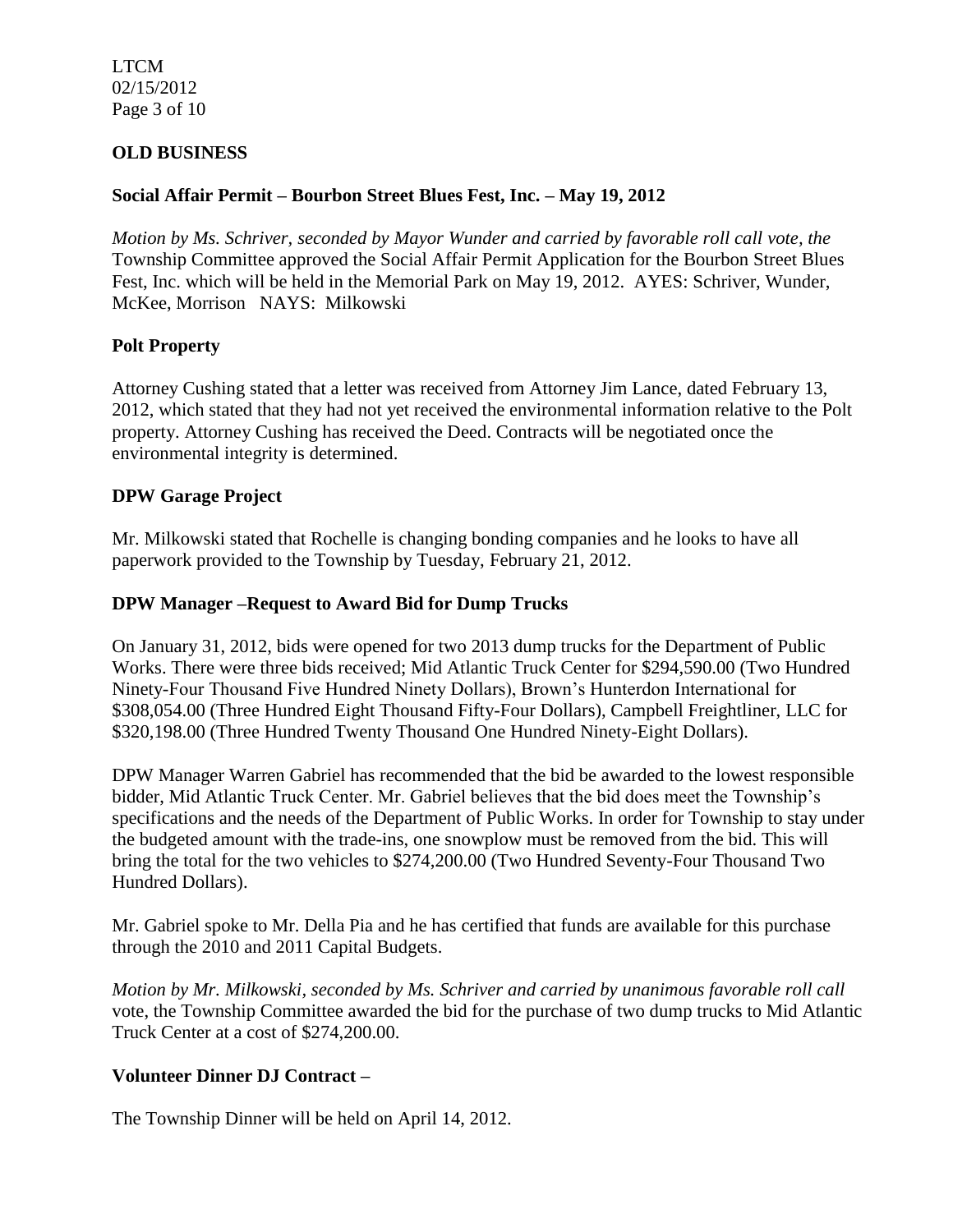## OLD BUSINESS

### Social Affair Permit – Bourbon Street Blues Fest, Inc. – May 19, 2012

*Motion by Ms. Schriver, seconded by Mayor Wunder and carried by favorable roll call vote, the* Township Committee approved the Social Affair Permit Application for the Bourbon Street Blues Fest, Inc. which will be held in the Memorial Park on May 19, 2012. AYES: Schriver, Wunder, McKee, Morrison NAYS: Milkowski

### Polt Property

Attorney Cushing stated that a letter was received from Attorney Jim Lance, dated February 13, 2012, which stated that they had not yet received the environmental information relative to the Polt property. Attorney Cushing has received the Deed. Contracts will be negotiated once the environmental integrity is determined.

### DPW Garage Project

Mr. Milkowski stated that Rochelle is changing bonding companies and he looks to have all paperwork provided to the Township by Tuesday, February 21, 2012.

### DPW Manager –Request to Award Bid for Dump Trucks

On January 31, 2012, bids were opened for two 2013 dump trucks for the Department of Public Works. There were three bids received; Mid Atlantic Truck Center for $294,590.00 (Two Hundred Ninety-Four Thousand Five Hundred Ninety Dollars), Brown's Hunterdon International for $308,054.00 (Three Hundred Eight Thousand Fifty-Four Dollars), Campbell Freightliner, LLC for $320,198.00 (Three Hundred Twenty Thousand One Hundred Ninety-Eight Dollars).

DPW Manager Warren Gabriel has recommended that the bid be awarded to the lowest responsible bidder, Mid Atlantic Truck Center. Mr. Gabriel believes that the bid does meet the Township's specifications and the needs of the Department of Public Works. In order for Township to stay under the budgeted amount with the trade-ins, one snowplow must be removed from the bid. This will bring the total for the two vehicles to $274,200.00 (Two Hundred Seventy-Four Thousand Two Hundred Dollars).

Mr. Gabriel spoke to Mr. Della Pia and he has certified that funds are available for this purchase through the 2010 and 2011 Capital Budgets.

*Motion by Mr. Milkowski, seconded by Ms. Schriver and carried by unanimous favorable roll call* vote, the Township Committee awarded the bid for the purchase of two dump trucks to Mid Atlantic Truck Center at a cost of $274,200.00.

### Volunteer Dinner DJ Contract –

The Township Dinner will be held on April 14, 2012.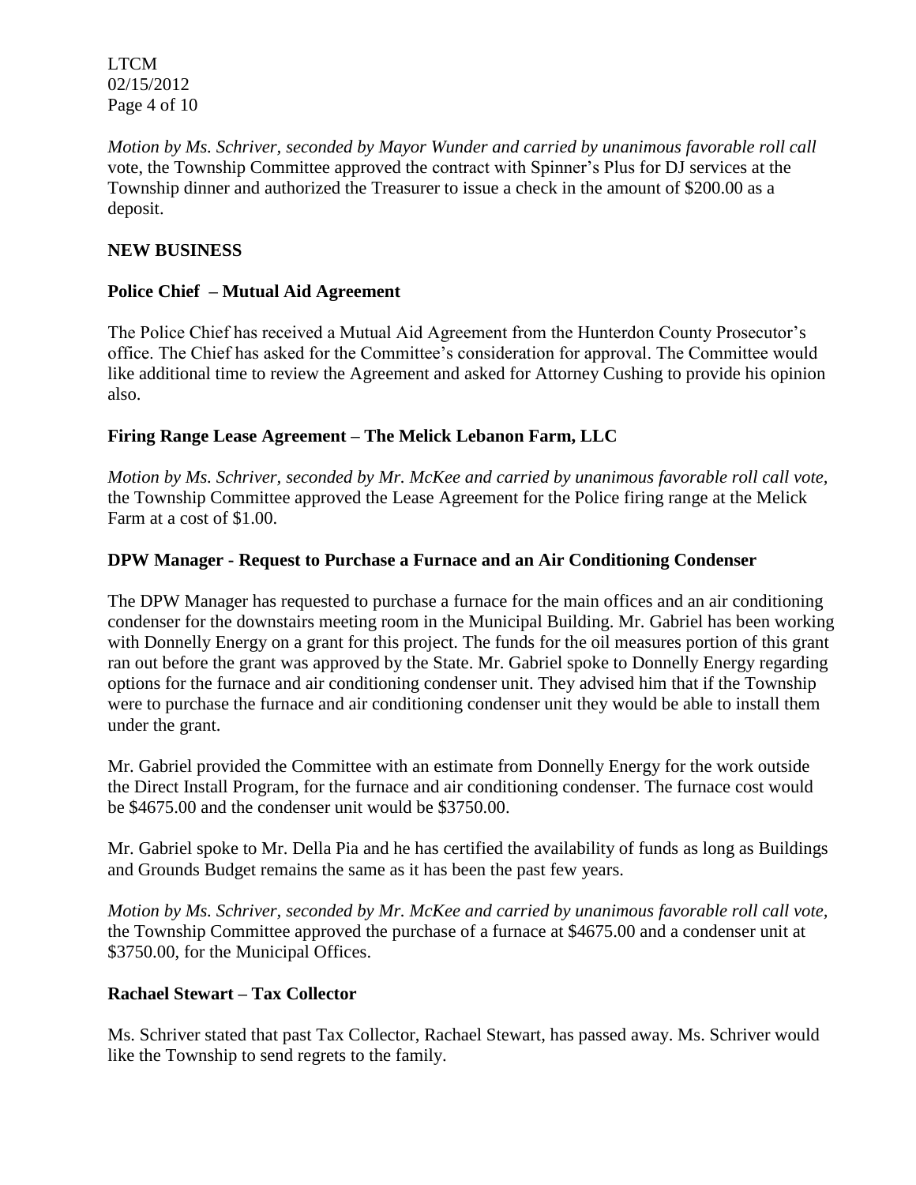*Motion by Ms. Schriver, seconded by Mayor Wunder and carried by unanimous favorable roll call* vote, the Township Committee approved the contract with Spinner's Plus for DJ services at the Township dinner and authorized the Treasurer to issue a check in the amount of $200.00 as a deposit.

**NEW BUSINESS**

**Police Chief – Mutual Aid Agreement**

The Police Chief has received a Mutual Aid Agreement from the Hunterdon County Prosecutor's office. The Chief has asked for the Committee's consideration for approval. The Committee would like additional time to review the Agreement and asked for Attorney Cushing to provide his opinion also.

**Firing Range Lease Agreement – The Melick Lebanon Farm, LLC**

*Motion by Ms. Schriver, seconded by Mr. McKee and carried by unanimous favorable roll call vote,* the Township Committee approved the Lease Agreement for the Police firing range at the Melick Farm at a cost of $1.00.

**DPW Manager - Request to Purchase a Furnace and an Air Conditioning Condenser**

The DPW Manager has requested to purchase a furnace for the main offices and an air conditioning condenser for the downstairs meeting room in the Municipal Building. Mr. Gabriel has been working with Donnelly Energy on a grant for this project. The funds for the oil measures portion of this grant ran out before the grant was approved by the State. Mr. Gabriel spoke to Donnelly Energy regarding options for the furnace and air conditioning condenser unit. They advised him that if the Township were to purchase the furnace and air conditioning condenser unit they would be able to install them under the grant.

Mr. Gabriel provided the Committee with an estimate from Donnelly Energy for the work outside the Direct Install Program, for the furnace and air conditioning condenser. The furnace cost would be $4675.00 and the condenser unit would be $3750.00.

Mr. Gabriel spoke to Mr. Della Pia and he has certified the availability of funds as long as Buildings and Grounds Budget remains the same as it has been the past few years.

*Motion by Ms. Schriver, seconded by Mr. McKee and carried by unanimous favorable roll call vote,* the Township Committee approved the purchase of a furnace at $4675.00 and a condenser unit at $3750.00, for the Municipal Offices.

**Rachael Stewart – Tax Collector**

Ms. Schriver stated that past Tax Collector, Rachael Stewart, has passed away. Ms. Schriver would like the Township to send regrets to the family.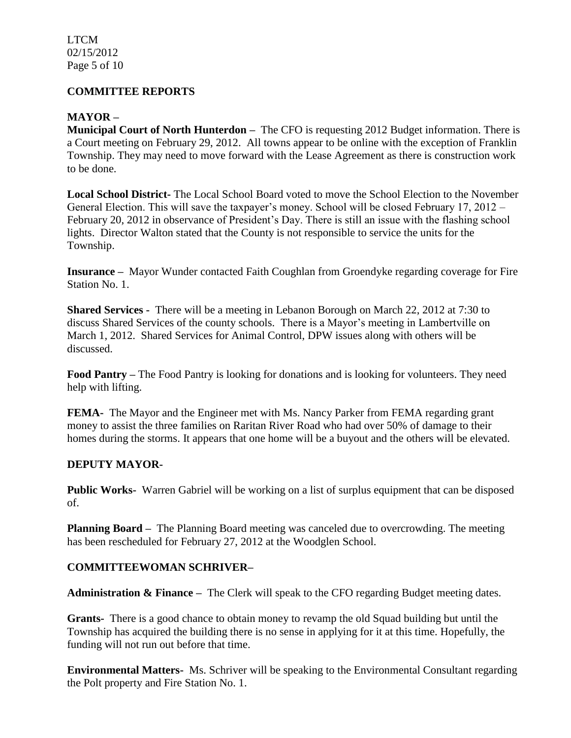## COMMITTEE REPORTS

### MAYOR –

**Municipal Court of North Hunterdon –** The CFO is requesting 2012 Budget information. There is a Court meeting on February 29, 2012. All towns appear to be online with the exception of Franklin Township. They may need to move forward with the Lease Agreement as there is construction work to be done.

**Local School District-** The Local School Board voted to move the School Election to the November General Election. This will save the taxpayer's money. School will be closed February 17, 2012 – February 20, 2012 in observance of President's Day. There is still an issue with the flashing school lights. Director Walton stated that the County is not responsible to service the units for the Township.

**Insurance –** Mayor Wunder contacted Faith Coughlan from Groendyke regarding coverage for Fire Station No. 1.

**Shared Services -** There will be a meeting in Lebanon Borough on March 22, 2012 at 7:30 to discuss Shared Services of the county schools. There is a Mayor's meeting in Lambertville on March 1, 2012. Shared Services for Animal Control, DPW issues along with others will be discussed.

**Food Pantry –** The Food Pantry is looking for donations and is looking for volunteers. They need help with lifting.

**FEMA-** The Mayor and the Engineer met with Ms. Nancy Parker from FEMA regarding grant money to assist the three families on Raritan River Road who had over 50% of damage to their homes during the storms. It appears that one home will be a buyout and the others will be elevated.

### DEPUTY MAYOR-

**Public Works-** Warren Gabriel will be working on a list of surplus equipment that can be disposed of.

**Planning Board –** The Planning Board meeting was canceled due to overcrowding. The meeting has been rescheduled for February 27, 2012 at the Woodglen School.

### COMMITTEEWOMAN SCHRIVER–

**Administration & Finance –** The Clerk will speak to the CFO regarding Budget meeting dates.

**Grants-** There is a good chance to obtain money to revamp the old Squad building but until the Township has acquired the building there is no sense in applying for it at this time. Hopefully, the funding will not run out before that time.

**Environmental Matters-** Ms. Schriver will be speaking to the Environmental Consultant regarding the Polt property and Fire Station No. 1.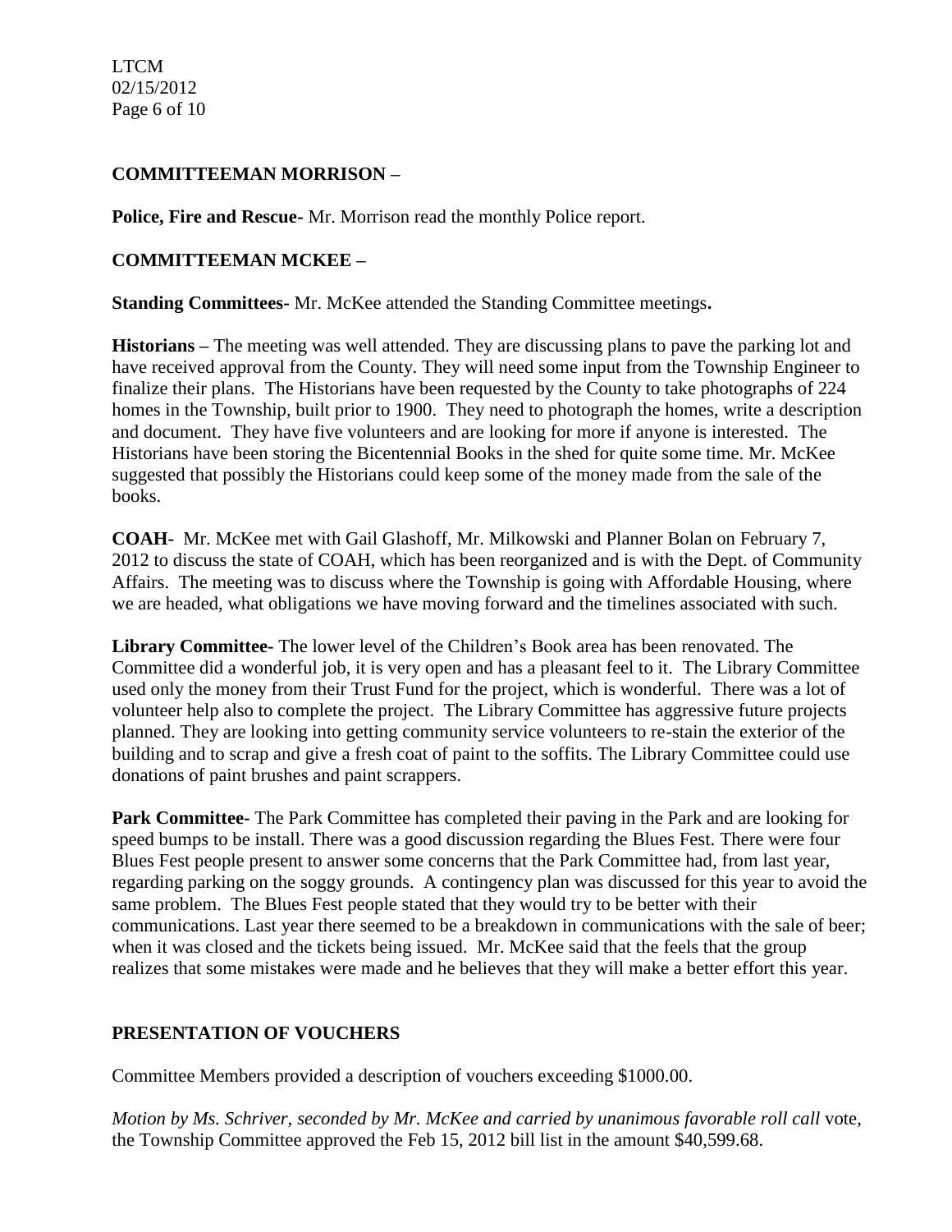**COMMITTEEMAN MORRISON –**

**Police, Fire and Rescue-** Mr. Morrison read the monthly Police report.

**COMMITTEEMAN MCKEE –**

**Standing Committees-** Mr. McKee attended the Standing Committee meetings**.**

**Historians –** The meeting was well attended. They are discussing plans to pave the parking lot and have received approval from the County. They will need some input from the Township Engineer to finalize their plans. The Historians have been requested by the County to take photographs of 224 homes in the Township, built prior to 1900. They need to photograph the homes, write a description and document. They have five volunteers and are looking for more if anyone is interested. The Historians have been storing the Bicentennial Books in the shed for quite some time. Mr. McKee suggested that possibly the Historians could keep some of the money made from the sale of the books.

**COAH-** Mr. McKee met with Gail Glashoff, Mr. Milkowski and Planner Bolan on February 7, 2012 to discuss the state of COAH, which has been reorganized and is with the Dept. of Community Affairs. The meeting was to discuss where the Township is going with Affordable Housing, where we are headed, what obligations we have moving forward and the timelines associated with such.

**Library Committee-** The lower level of the Children's Book area has been renovated. The Committee did a wonderful job, it is very open and has a pleasant feel to it. The Library Committee used only the money from their Trust Fund for the project, which is wonderful. There was a lot of volunteer help also to complete the project. The Library Committee has aggressive future projects planned. They are looking into getting community service volunteers to re-stain the exterior of the building and to scrap and give a fresh coat of paint to the soffits. The Library Committee could use donations of paint brushes and paint scrappers.

**Park Committee-** The Park Committee has completed their paving in the Park and are looking for speed bumps to be install. There was a good discussion regarding the Blues Fest. There were four Blues Fest people present to answer some concerns that the Park Committee had, from last year, regarding parking on the soggy grounds. A contingency plan was discussed for this year to avoid the same problem. The Blues Fest people stated that they would try to be better with their communications. Last year there seemed to be a breakdown in communications with the sale of beer; when it was closed and the tickets being issued. Mr. McKee said that the feels that the group realizes that some mistakes were made and he believes that they will make a better effort this year.

**PRESENTATION OF VOUCHERS**

Committee Members provided a description of vouchers exceeding $1000.00.

*Motion by Ms. Schriver, seconded by Mr. McKee and carried by unanimous favorable roll call* vote, the Township Committee approved the Feb 15, 2012 bill list in the amount $40,599.68.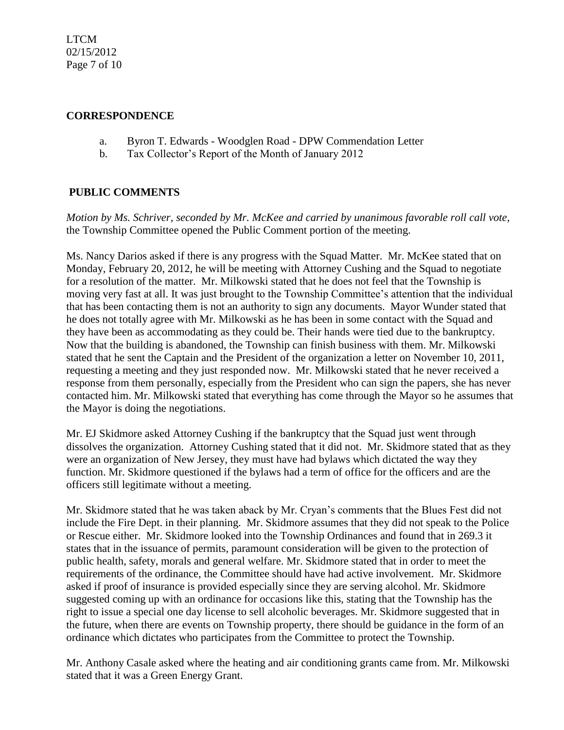## CORRESPONDENCE

a. Byron T. Edwards - Woodglen Road - DPW Commendation Letter
b. Tax Collector's Report of the Month of January 2012

## PUBLIC COMMENTS

*Motion by Ms. Schriver, seconded by Mr. McKee and carried by unanimous favorable roll call vote,* the Township Committee opened the Public Comment portion of the meeting.

Ms. Nancy Darios asked if there is any progress with the Squad Matter. Mr. McKee stated that on Monday, February 20, 2012, he will be meeting with Attorney Cushing and the Squad to negotiate for a resolution of the matter. Mr. Milkowski stated that he does not feel that the Township is moving very fast at all. It was just brought to the Township Committee's attention that the individual that has been contacting them is not an authority to sign any documents. Mayor Wunder stated that he does not totally agree with Mr. Milkowski as he has been in some contact with the Squad and they have been as accommodating as they could be. Their hands were tied due to the bankruptcy. Now that the building is abandoned, the Township can finish business with them. Mr. Milkowski stated that he sent the Captain and the President of the organization a letter on November 10, 2011, requesting a meeting and they just responded now. Mr. Milkowski stated that he never received a response from them personally, especially from the President who can sign the papers, she has never contacted him. Mr. Milkowski stated that everything has come through the Mayor so he assumes that the Mayor is doing the negotiations.

Mr. EJ Skidmore asked Attorney Cushing if the bankruptcy that the Squad just went through dissolves the organization. Attorney Cushing stated that it did not. Mr. Skidmore stated that as they were an organization of New Jersey, they must have had bylaws which dictated the way they function. Mr. Skidmore questioned if the bylaws had a term of office for the officers and are the officers still legitimate without a meeting.

Mr. Skidmore stated that he was taken aback by Mr. Cryan's comments that the Blues Fest did not include the Fire Dept. in their planning. Mr. Skidmore assumes that they did not speak to the Police or Rescue either. Mr. Skidmore looked into the Township Ordinances and found that in 269.3 it states that in the issuance of permits, paramount consideration will be given to the protection of public health, safety, morals and general welfare. Mr. Skidmore stated that in order to meet the requirements of the ordinance, the Committee should have had active involvement. Mr. Skidmore asked if proof of insurance is provided especially since they are serving alcohol. Mr. Skidmore suggested coming up with an ordinance for occasions like this, stating that the Township has the right to issue a special one day license to sell alcoholic beverages. Mr. Skidmore suggested that in the future, when there are events on Township property, there should be guidance in the form of an ordinance which dictates who participates from the Committee to protect the Township.

Mr. Anthony Casale asked where the heating and air conditioning grants came from. Mr. Milkowski stated that it was a Green Energy Grant.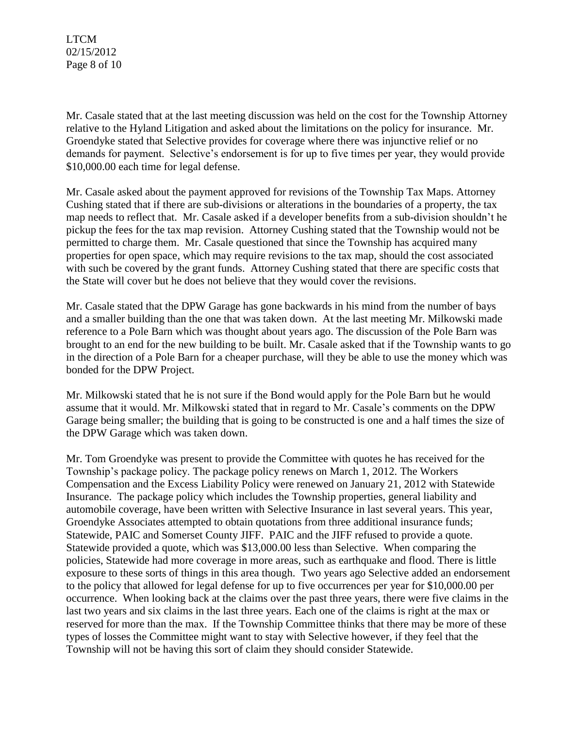Mr. Casale stated that at the last meeting discussion was held on the cost for the Township Attorney relative to the Hyland Litigation and asked about the limitations on the policy for insurance. Mr. Groendyke stated that Selective provides for coverage where there was injunctive relief or no demands for payment. Selective's endorsement is for up to five times per year, they would provide \$10,000.00 each time for legal defense.

Mr. Casale asked about the payment approved for revisions of the Township Tax Maps. Attorney Cushing stated that if there are sub-divisions or alterations in the boundaries of a property, the tax map needs to reflect that. Mr. Casale asked if a developer benefits from a sub-division shouldn't he pickup the fees for the tax map revision. Attorney Cushing stated that the Township would not be permitted to charge them. Mr. Casale questioned that since the Township has acquired many properties for open space, which may require revisions to the tax map, should the cost associated with such be covered by the grant funds. Attorney Cushing stated that there are specific costs that the State will cover but he does not believe that they would cover the revisions.

Mr. Casale stated that the DPW Garage has gone backwards in his mind from the number of bays and a smaller building than the one that was taken down. At the last meeting Mr. Milkowski made reference to a Pole Barn which was thought about years ago. The discussion of the Pole Barn was brought to an end for the new building to be built. Mr. Casale asked that if the Township wants to go in the direction of a Pole Barn for a cheaper purchase, will they be able to use the money which was bonded for the DPW Project.

Mr. Milkowski stated that he is not sure if the Bond would apply for the Pole Barn but he would assume that it would. Mr. Milkowski stated that in regard to Mr. Casale's comments on the DPW Garage being smaller; the building that is going to be constructed is one and a half times the size of the DPW Garage which was taken down.

Mr. Tom Groendyke was present to provide the Committee with quotes he has received for the Township's package policy. The package policy renews on March 1, 2012. The Workers Compensation and the Excess Liability Policy were renewed on January 21, 2012 with Statewide Insurance. The package policy which includes the Township properties, general liability and automobile coverage, have been written with Selective Insurance in last several years. This year, Groendyke Associates attempted to obtain quotations from three additional insurance funds; Statewide, PAIC and Somerset County JIFF. PAIC and the JIFF refused to provide a quote. Statewide provided a quote, which was \$13,000.00 less than Selective. When comparing the policies, Statewide had more coverage in more areas, such as earthquake and flood. There is little exposure to these sorts of things in this area though. Two years ago Selective added an endorsement to the policy that allowed for legal defense for up to five occurrences per year for \$10,000.00 per occurrence. When looking back at the claims over the past three years, there were five claims in the last two years and six claims in the last three years. Each one of the claims is right at the max or reserved for more than the max. If the Township Committee thinks that there may be more of these types of losses the Committee might want to stay with Selective however, if they feel that the Township will not be having this sort of claim they should consider Statewide.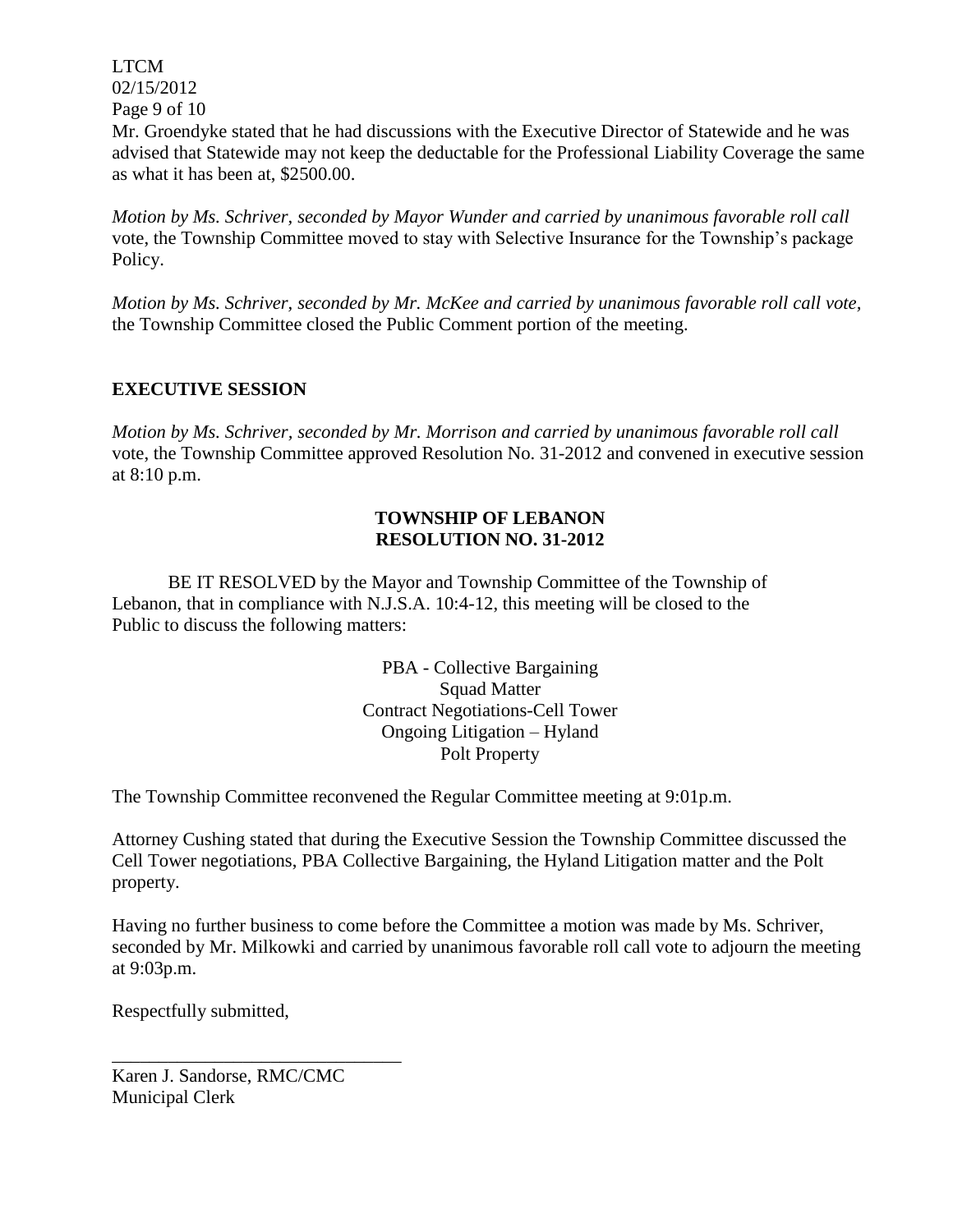Mr. Groendyke stated that he had discussions with the Executive Director of Statewide and he was advised that Statewide may not keep the deductable for the Professional Liability Coverage the same as what it has been at, $2500.00.

*Motion by Ms. Schriver, seconded by Mayor Wunder and carried by unanimous favorable roll call* vote, the Township Committee moved to stay with Selective Insurance for the Township's package Policy.

*Motion by Ms. Schriver, seconded by Mr. McKee and carried by unanimous favorable roll call vote,* the Township Committee closed the Public Comment portion of the meeting.

## EXECUTIVE SESSION

*Motion by Ms. Schriver, seconded by Mr. Morrison and carried by unanimous favorable roll call* vote, the Township Committee approved Resolution No. 31-2012 and convened in executive session at 8:10 p.m.

**TOWNSHIP OF LEBANON**
**RESOLUTION NO. 31-2012**

BE IT RESOLVED by the Mayor and Township Committee of the Township of Lebanon, that in compliance with N.J.S.A. 10:4-12, this meeting will be closed to the Public to discuss the following matters:

PBA - Collective Bargaining
Squad Matter
Contract Negotiations-Cell Tower
Ongoing Litigation – Hyland
Polt Property

The Township Committee reconvened the Regular Committee meeting at 9:01p.m.

Attorney Cushing stated that during the Executive Session the Township Committee discussed the Cell Tower negotiations, PBA Collective Bargaining, the Hyland Litigation matter and the Polt property.

Having no further business to come before the Committee a motion was made by Ms. Schriver, seconded by Mr. Milkowki and carried by unanimous favorable roll call vote to adjourn the meeting at 9:03p.m.

Respectfully submitted,

\_\_\_\_\_\_\_\_\_\_\_\_\_\_\_\_\_\_\_\_\_\_\_\_\_\_\_\_\_\_\_\_

Karen J. Sandorse, RMC/CMC
Municipal Clerk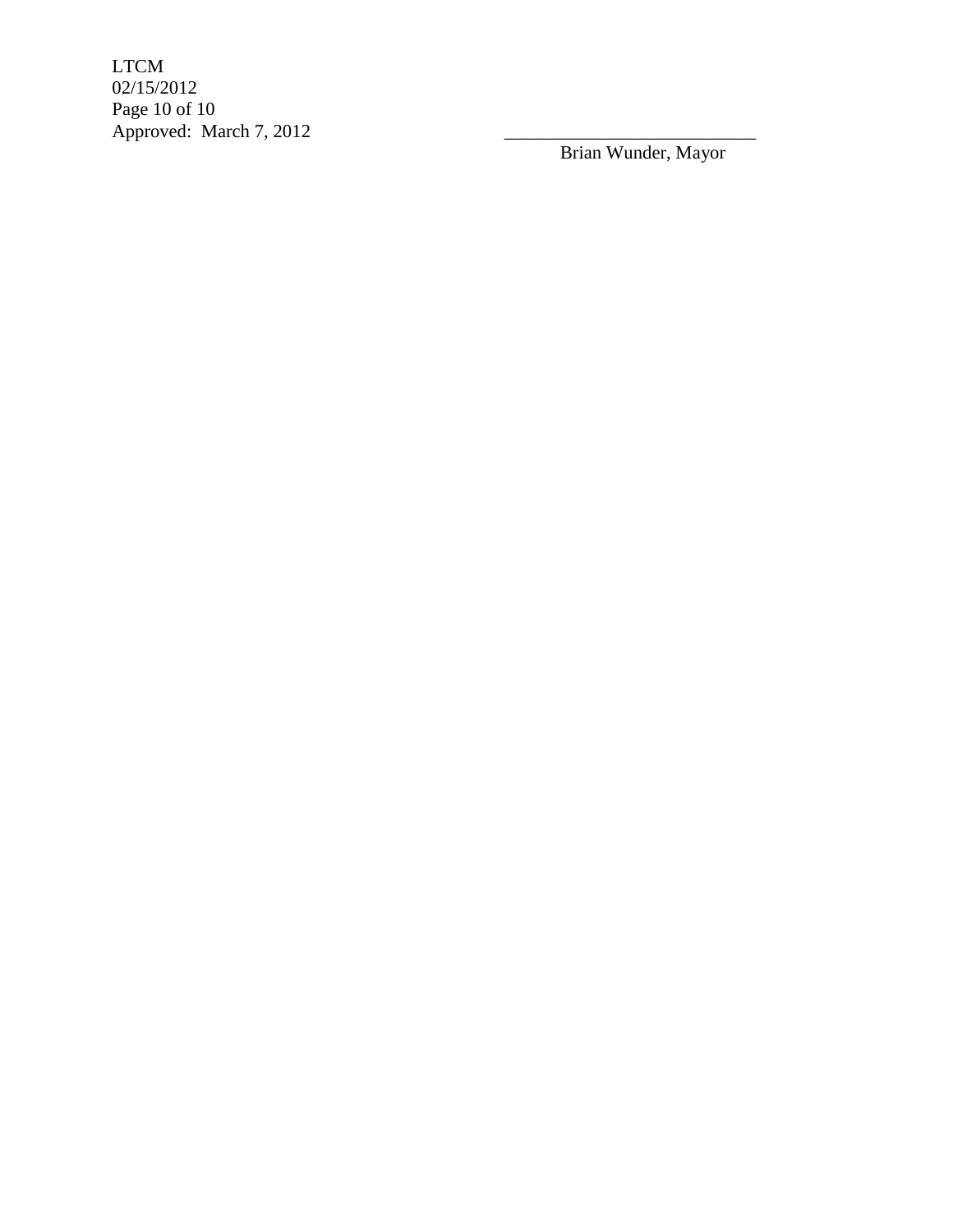Approved: March 7, 2012

\_\_\_\_\_\_\_\_\_\_\_\_\_\_\_\_\_\_\_\_\_\_\_\_\_\_\_

Brian Wunder, Mayor